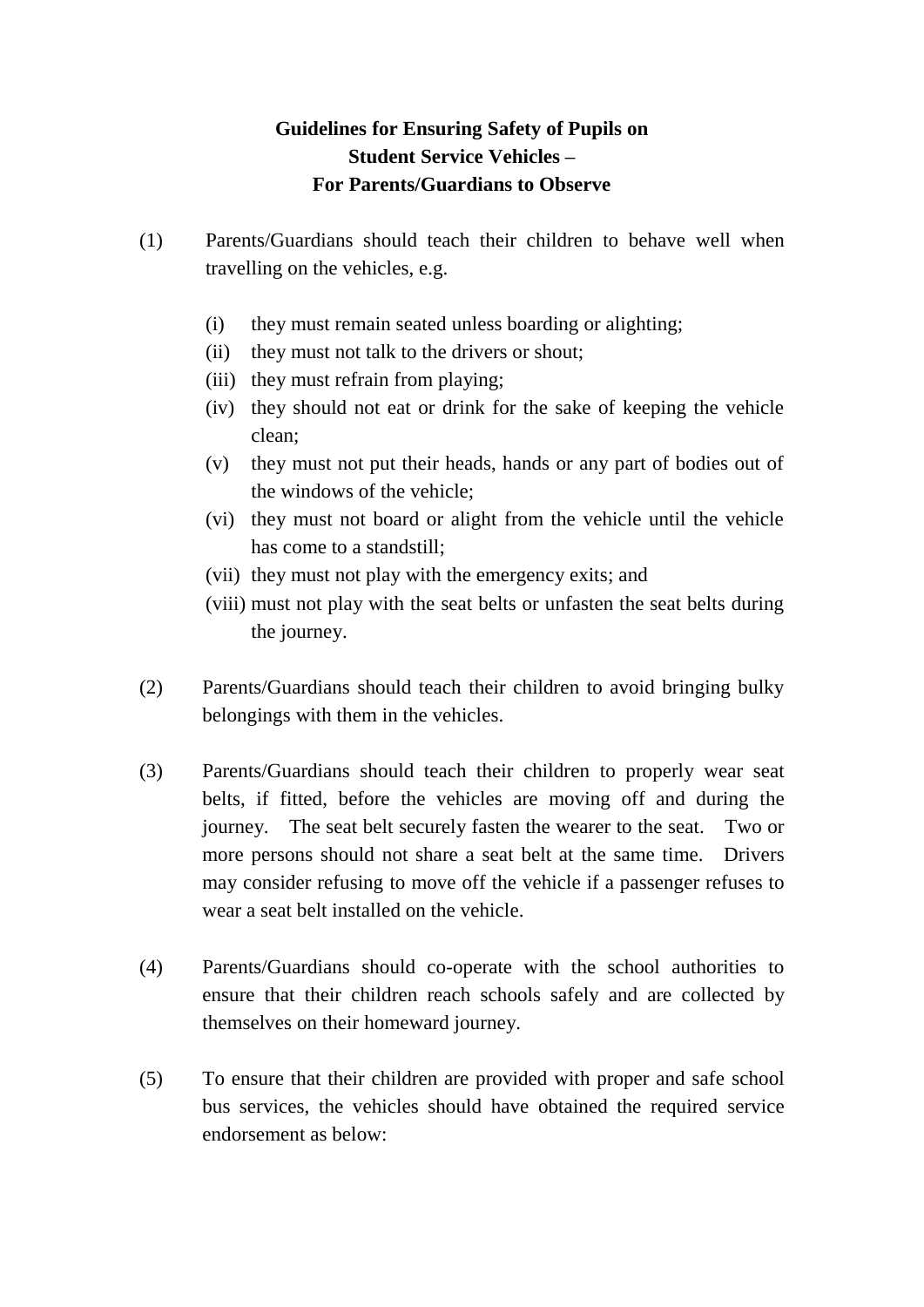# Guidelines for Ensuring Safety of Pupils on Student Service Vehicles – For Parents/Guardians to Observe

(1) Parents/Guardians should teach their children to behave well when travelling on the vehicles, e.g.

- (i) they must remain seated unless boarding or alighting;
- (ii) they must not talk to the drivers or shout;
- (iii) they must refrain from playing;
- (iv) they should not eat or drink for the sake of keeping the vehicle clean;
- (v) they must not put their heads, hands or any part of bodies out of the windows of the vehicle;
- (vi) they must not board or alight from the vehicle until the vehicle has come to a standstill;
- (vii) they must not play with the emergency exits; and
- (viii) must not play with the seat belts or unfasten the seat belts during the journey.

(2) Parents/Guardians should teach their children to avoid bringing bulky belongings with them in the vehicles.

(3) Parents/Guardians should teach their children to properly wear seat belts, if fitted, before the vehicles are moving off and during the journey. The seat belt securely fasten the wearer to the seat. Two or more persons should not share a seat belt at the same time. Drivers may consider refusing to move off the vehicle if a passenger refuses to wear a seat belt installed on the vehicle.

(4) Parents/Guardians should co-operate with the school authorities to ensure that their children reach schools safely and are collected by themselves on their homeward journey.

(5) To ensure that their children are provided with proper and safe school bus services, the vehicles should have obtained the required service endorsement as below: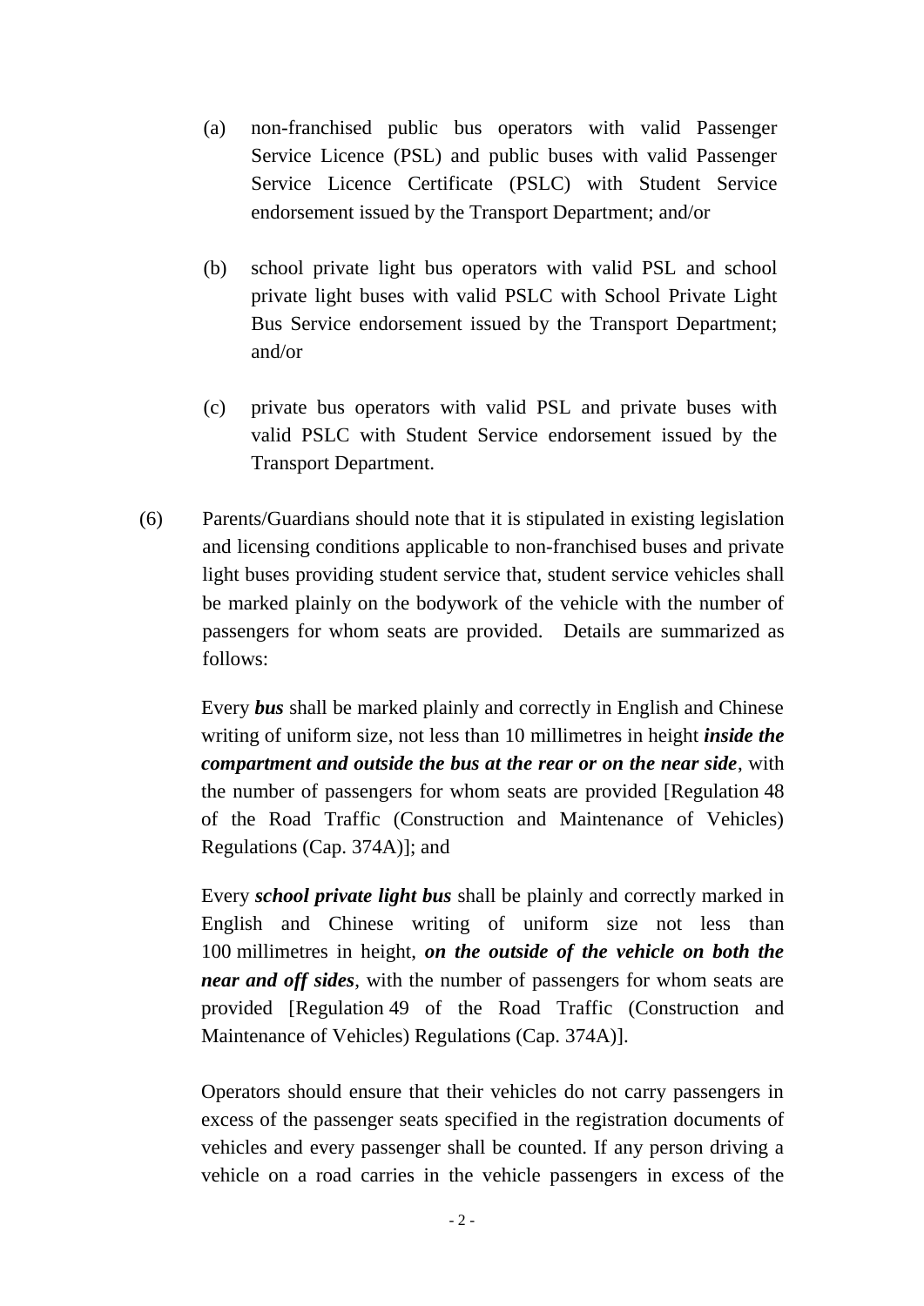(a) non-franchised public bus operators with valid Passenger Service Licence (PSL) and public buses with valid Passenger Service Licence Certificate (PSLC) with Student Service endorsement issued by the Transport Department; and/or

(b) school private light bus operators with valid PSL and school private light buses with valid PSLC with School Private Light Bus Service endorsement issued by the Transport Department; and/or

(c) private bus operators with valid PSL and private buses with valid PSLC with Student Service endorsement issued by the Transport Department.

(6) Parents/Guardians should note that it is stipulated in existing legislation and licensing conditions applicable to non-franchised buses and private light buses providing student service that, student service vehicles shall be marked plainly on the bodywork of the vehicle with the number of passengers for whom seats are provided. Details are summarized as follows:

Every ***bus*** shall be marked plainly and correctly in English and Chinese writing of uniform size, not less than 10 millimetres in height ***inside the compartment and outside the bus at the rear or on the near side***, with the number of passengers for whom seats are provided [Regulation 48 of the Road Traffic (Construction and Maintenance of Vehicles) Regulations (Cap. 374A)]; and

Every ***school private light bus*** shall be plainly and correctly marked in English and Chinese writing of uniform size not less than 100 millimetres in height, ***on the outside of the vehicle on both the near and off sides***, with the number of passengers for whom seats are provided [Regulation 49 of the Road Traffic (Construction and Maintenance of Vehicles) Regulations (Cap. 374A)].

Operators should ensure that their vehicles do not carry passengers in excess of the passenger seats specified in the registration documents of vehicles and every passenger shall be counted. If any person driving a vehicle on a road carries in the vehicle passengers in excess of the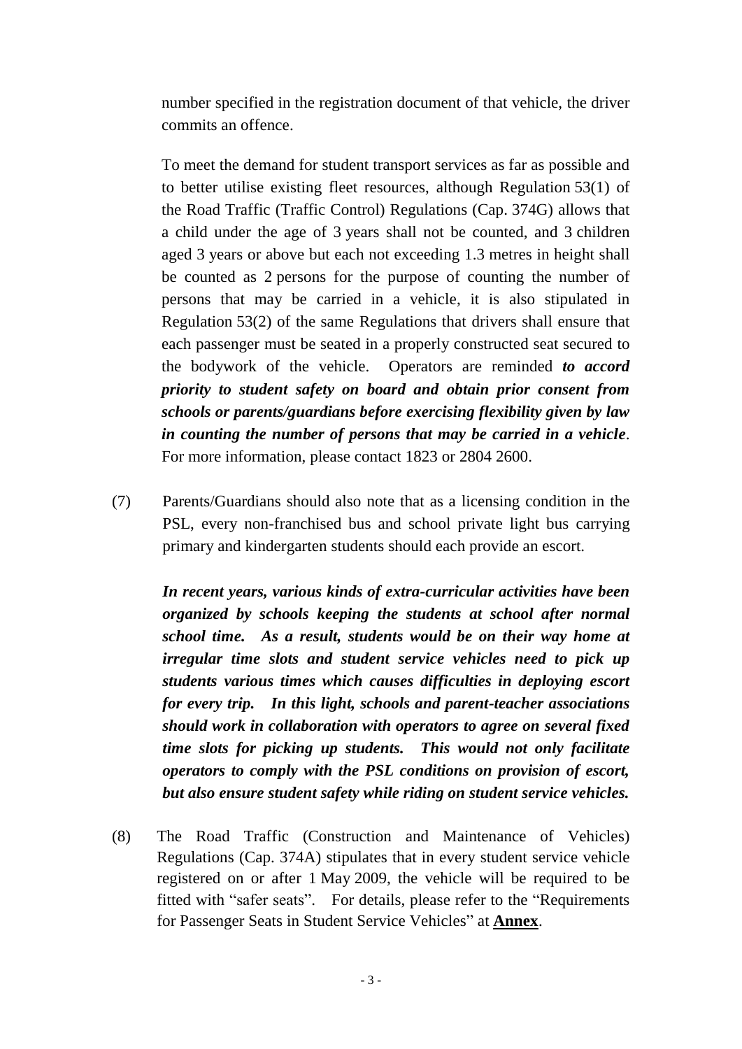number specified in the registration document of that vehicle, the driver commits an offence.

To meet the demand for student transport services as far as possible and to better utilise existing fleet resources, although Regulation 53(1) of the Road Traffic (Traffic Control) Regulations (Cap. 374G) allows that a child under the age of 3 years shall not be counted, and 3 children aged 3 years or above but each not exceeding 1.3 metres in height shall be counted as 2 persons for the purpose of counting the number of persons that may be carried in a vehicle, it is also stipulated in Regulation 53(2) of the same Regulations that drivers shall ensure that each passenger must be seated in a properly constructed seat secured to the bodywork of the vehicle. Operators are reminded ***to accord priority to student safety on board and obtain prior consent from schools or parents/guardians before exercising flexibility given by law in counting the number of persons that may be carried in a vehicle***. For more information, please contact 1823 or 2804 2600.

(7) Parents/Guardians should also note that as a licensing condition in the PSL, every non-franchised bus and school private light bus carrying primary and kindergarten students should each provide an escort.

***In recent years, various kinds of extra-curricular activities have been organized by schools keeping the students at school after normal school time. As a result, students would be on their way home at irregular time slots and student service vehicles need to pick up students various times which causes difficulties in deploying escort for every trip. In this light, schools and parent-teacher associations should work in collaboration with operators to agree on several fixed time slots for picking up students. This would not only facilitate operators to comply with the PSL conditions on provision of escort, but also ensure student safety while riding on student service vehicles.***

(8) The Road Traffic (Construction and Maintenance of Vehicles) Regulations (Cap. 374A) stipulates that in every student service vehicle registered on or after 1 May 2009, the vehicle will be required to be fitted with "safer seats". For details, please refer to the "Requirements for Passenger Seats in Student Service Vehicles" at **Annex**.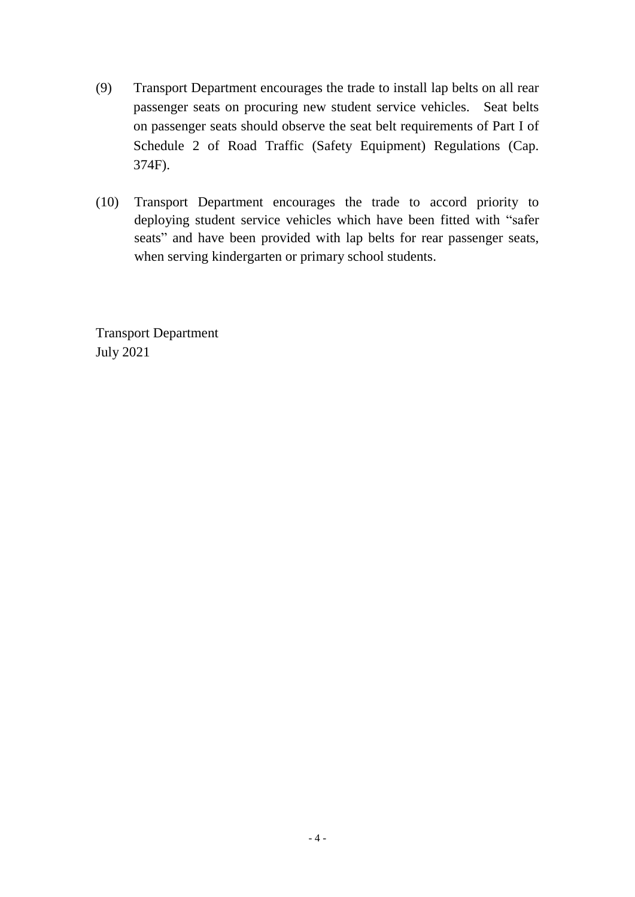(9) Transport Department encourages the trade to install lap belts on all rear passenger seats on procuring new student service vehicles. Seat belts on passenger seats should observe the seat belt requirements of Part I of Schedule 2 of Road Traffic (Safety Equipment) Regulations (Cap. 374F).

(10) Transport Department encourages the trade to accord priority to deploying student service vehicles which have been fitted with "safer seats" and have been provided with lap belts for rear passenger seats, when serving kindergarten or primary school students.

Transport Department
July 2021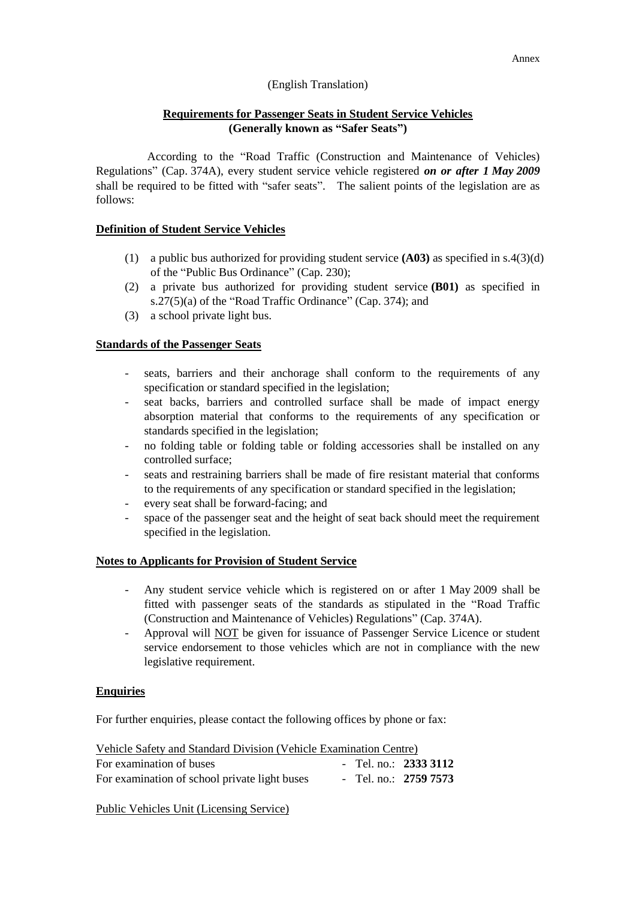Annex

(English Translation)

## Requirements for Passenger Seats in Student Service Vehicles (Generally known as "Safer Seats")

According to the "Road Traffic (Construction and Maintenance of Vehicles) Regulations" (Cap. 374A), every student service vehicle registered ***on or after 1 May 2009*** shall be required to be fitted with "safer seats". The salient points of the legislation are as follows:

### Definition of Student Service Vehicles

1. a public bus authorized for providing student service **(A03)** as specified in s.4(3)(d) of the "Public Bus Ordinance" (Cap. 230);
2. a private bus authorized for providing student service **(B01)** as specified in s.27(5)(a) of the "Road Traffic Ordinance" (Cap. 374); and
3. a school private light bus.

### Standards of the Passenger Seats

- seats, barriers and their anchorage shall conform to the requirements of any specification or standard specified in the legislation;
- seat backs, barriers and controlled surface shall be made of impact energy absorption material that conforms to the requirements of any specification or standards specified in the legislation;
- no folding table or folding table or folding accessories shall be installed on any controlled surface;
- seats and restraining barriers shall be made of fire resistant material that conforms to the requirements of any specification or standard specified in the legislation;
- every seat shall be forward-facing; and
- space of the passenger seat and the height of seat back should meet the requirement specified in the legislation.

### Notes to Applicants for Provision of Student Service

- Any student service vehicle which is registered on or after 1 May 2009 shall be fitted with passenger seats of the standards as stipulated in the "Road Traffic (Construction and Maintenance of Vehicles) Regulations" (Cap. 374A).
- Approval will NOT be given for issuance of Passenger Service Licence or student service endorsement to those vehicles which are not in compliance with the new legislative requirement.

### Enquiries

For further enquiries, please contact the following offices by phone or fax:

Vehicle Safety and Standard Division (Vehicle Examination Centre)

| | |
|---|---|
| For examination of buses | - Tel. no.: **2333 3112** |
| For examination of school private light buses | - Tel. no.: **2759 7573** |

Public Vehicles Unit (Licensing Service)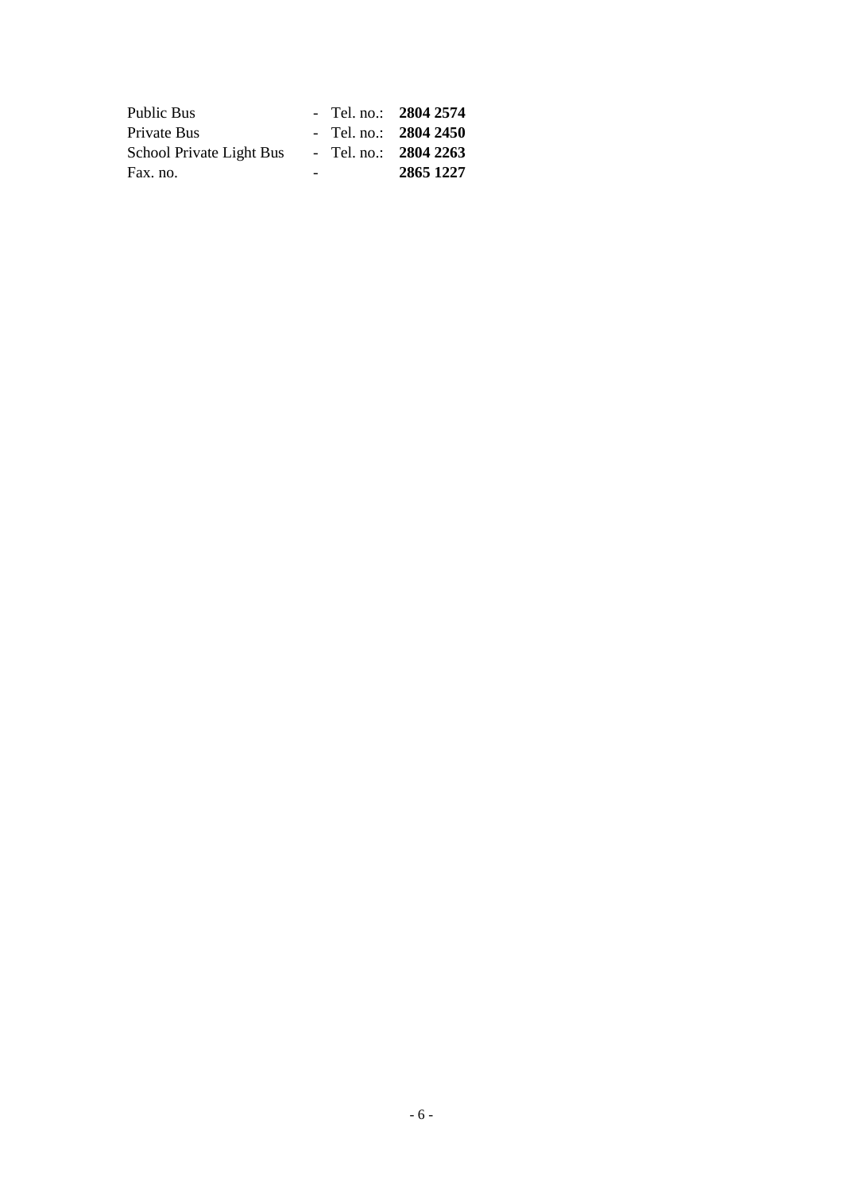| | | | |
|---|---|---|---|
| Public Bus | - | Tel. no.: | **2804 2574** |
| Private Bus | - | Tel. no.: | **2804 2450** |
| School Private Light Bus | - | Tel. no.: | **2804 2263** |
| Fax. no. | - | | **2865 1227** |